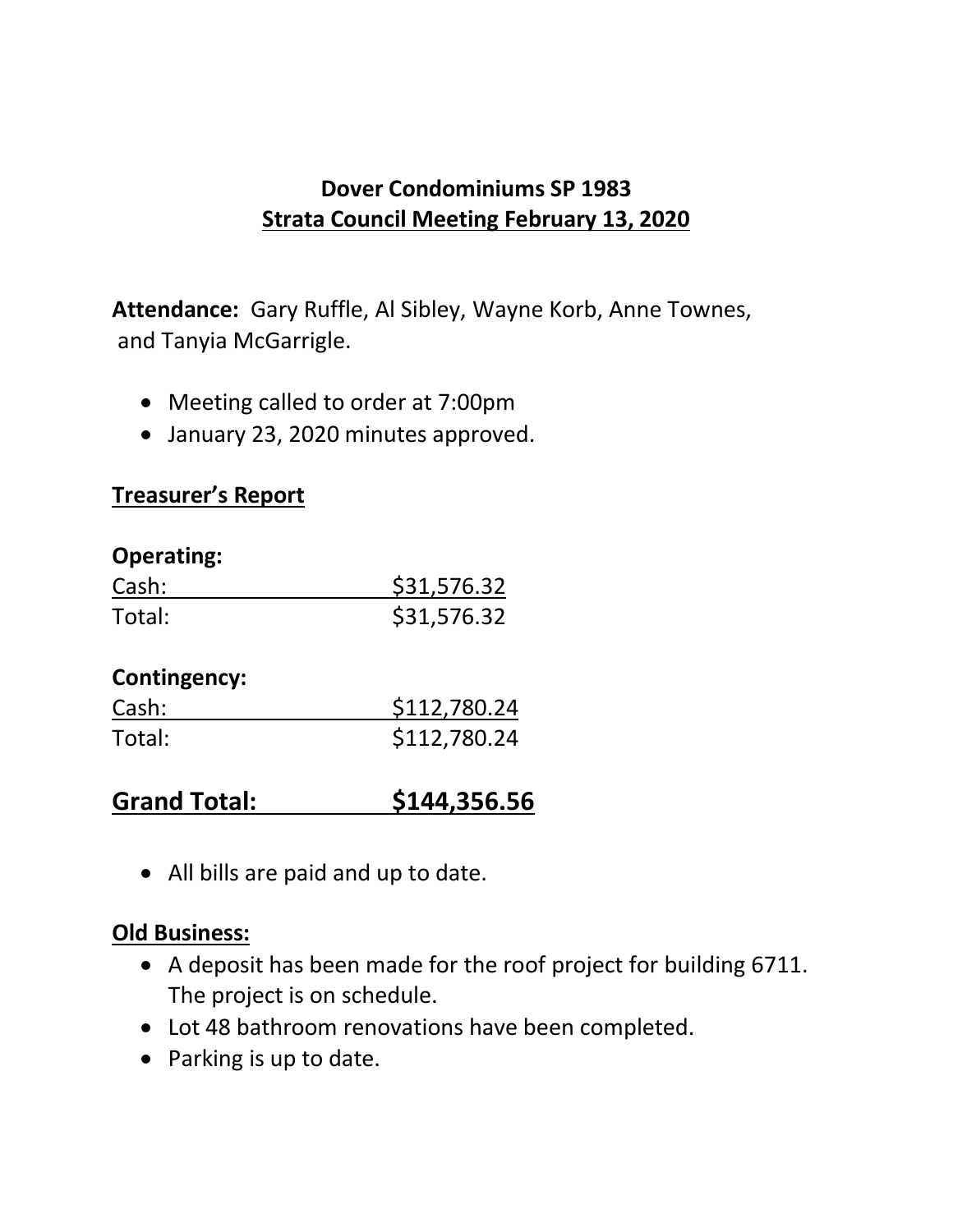# Dover Condominiums SP 1983
## Strata Council Meeting February 13, 2020

**Attendance:** Gary Ruffle, Al Sibley, Wayne Korb, Anne Townes, and Tanyia McGarrigle.

- Meeting called to order at 7:00pm
- January 23, 2020 minutes approved.

### Treasurer's Report

**Operating:**

| | |
|---|---|
| Cash: | $31,576.32 |
| Total: | $31,576.32 |

**Contingency:**

| | |
|---|---|
| Cash: | $112,780.24 |
| Total: | $112,780.24 |

## Grand Total: $144,356.56

- All bills are paid and up to date.

### Old Business:

- A deposit has been made for the roof project for building 6711. The project is on schedule.
- Lot 48 bathroom renovations have been completed.
- Parking is up to date.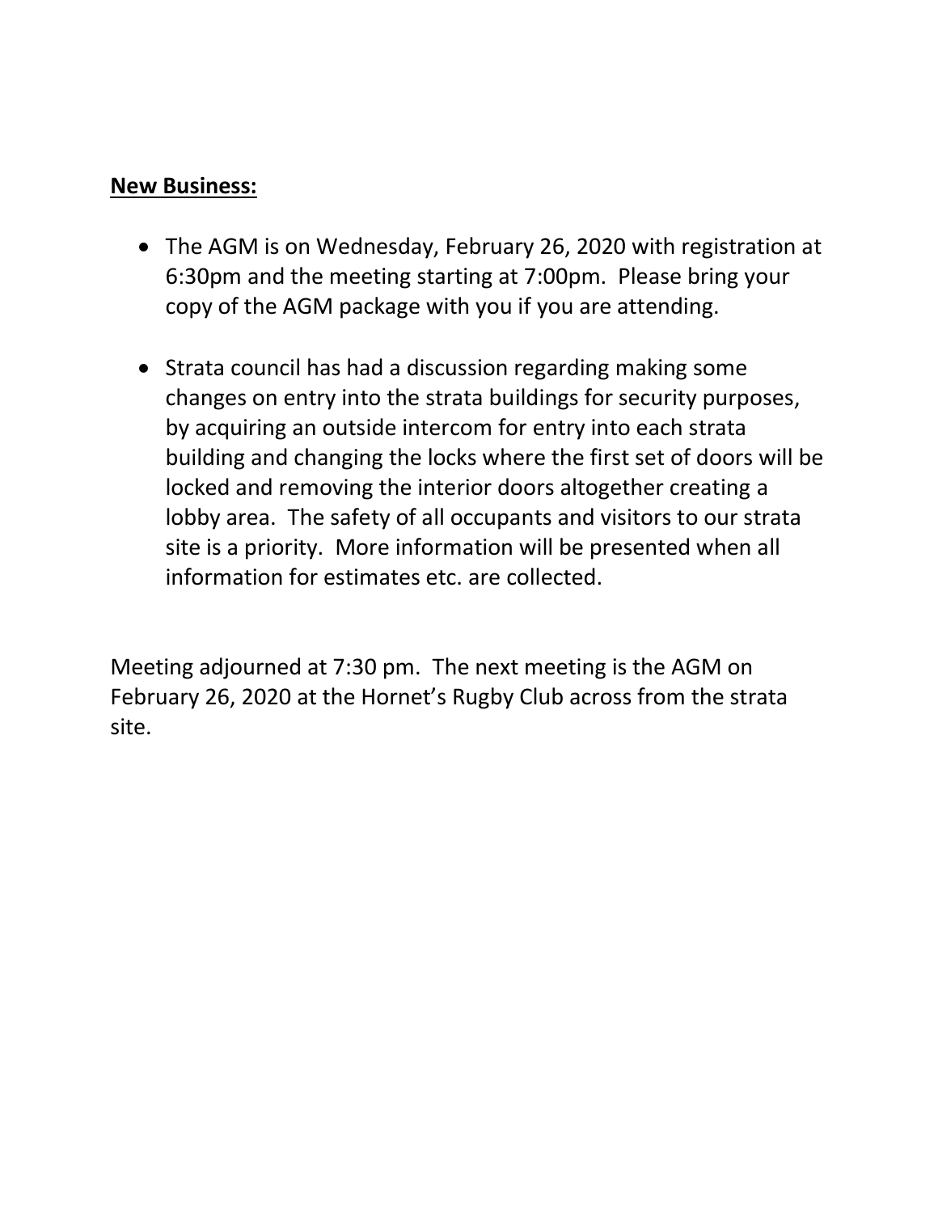**New Business:**

- The AGM is on Wednesday, February 26, 2020 with registration at 6:30pm and the meeting starting at 7:00pm. Please bring your copy of the AGM package with you if you are attending.

- Strata council has had a discussion regarding making some changes on entry into the strata buildings for security purposes, by acquiring an outside intercom for entry into each strata building and changing the locks where the first set of doors will be locked and removing the interior doors altogether creating a lobby area. The safety of all occupants and visitors to our strata site is a priority. More information will be presented when all information for estimates etc. are collected.

Meeting adjourned at 7:30 pm. The next meeting is the AGM on February 26, 2020 at the Hornet's Rugby Club across from the strata site.